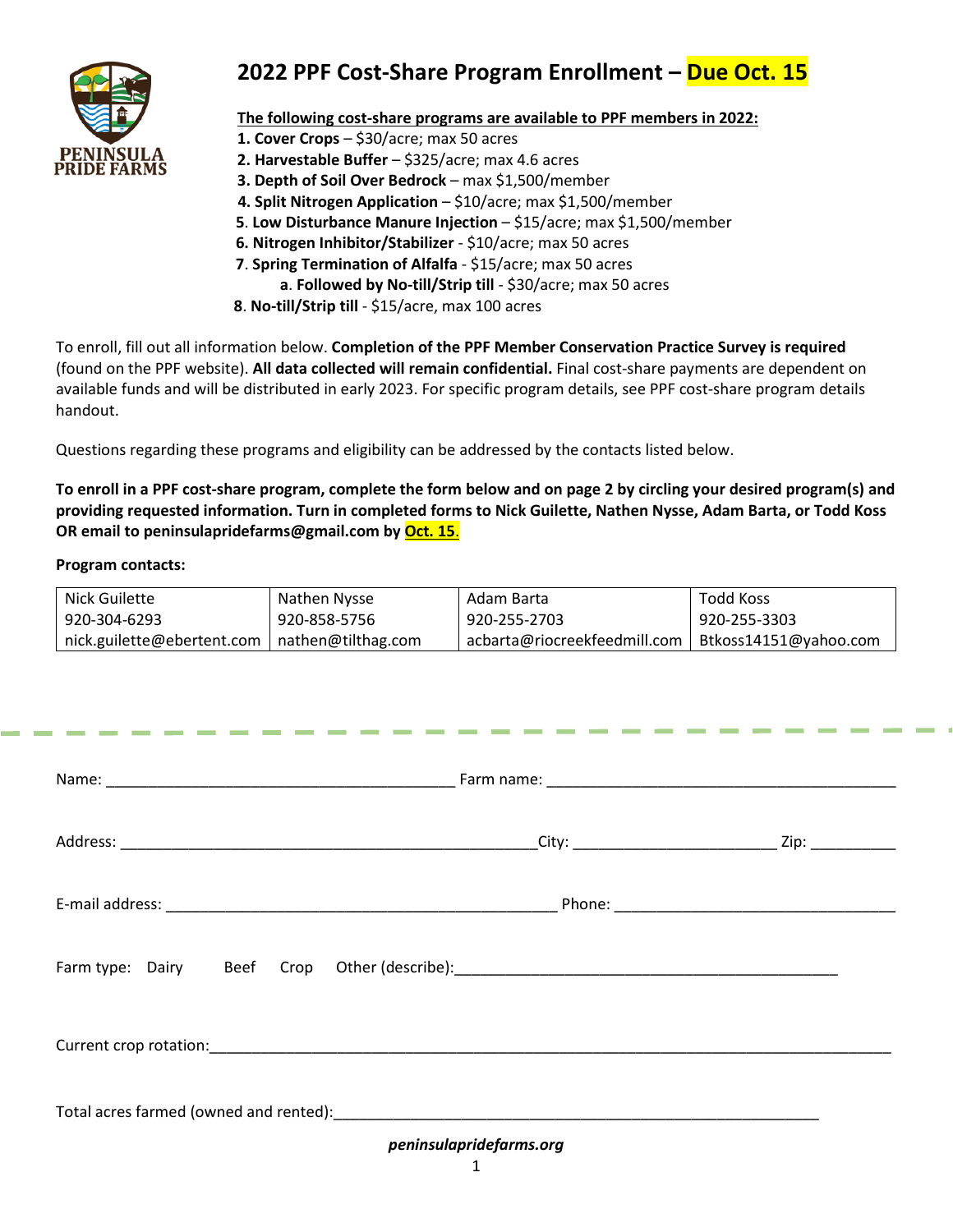PENINSULA PRIDE FARMS

# 2022 PPF Cost-Share Program Enrollment – Due Oct. 15

**The following cost-share programs are available to PPF members in 2022:**

1. **Cover Crops** – $30/acre; max 50 acres
2. **Harvestable Buffer** – $325/acre; max 4.6 acres
3. **Depth of Soil Over Bedrock** – max $1,500/member
4. **Split Nitrogen Application** – $10/acre; max $1,500/member
5. **Low Disturbance Manure Injection** – $15/acre; max $1,500/member
6. **Nitrogen Inhibitor/Stabilizer** - $10/acre; max 50 acres
7. **Spring Termination of Alfalfa** - $15/acre; max 50 acres
    a. **Followed by No-till/Strip till** - $30/acre; max 50 acres
8. **No-till/Strip till** - $15/acre, max 100 acres

To enroll, fill out all information below. **Completion of the PPF Member Conservation Practice Survey is required** (found on the PPF website). **All data collected will remain confidential.** Final cost-share payments are dependent on available funds and will be distributed in early 2023. For specific program details, see PPF cost-share program details handout.

Questions regarding these programs and eligibility can be addressed by the contacts listed below.

**To enroll in a PPF cost-share program, complete the form below and on page 2 by circling your desired program(s) and providing requested information. Turn in completed forms to Nick Guilette, Nathen Nysse, Adam Barta, or Todd Koss OR email to peninsulapridefarms@gmail.com by Oct. 15.**

**Program contacts:**

| Nick Guilette | Nathen Nysse | Adam Barta | Todd Koss |
|---|---|---|---|
| 920-304-6293 | 920-858-5756 | 920-255-2703 | 920-255-3303 |
| nick.guilette@ebertent.com | nathen@tilthag.com | acbarta@riocreekfeedmill.com | Btkoss14151@yahoo.com |

---

Name: ________________________________________ Farm name: ________________________________________

Address: ________________________________________________ City: _______________________ Zip: __________

E-mail address: _____________________________________________ Phone: ________________________________

Farm type: Dairy Beef Crop Other (describe): ____________________________________________

Current crop rotation: ________________________________________________________________________________

Total acres farmed (owned and rented): _________________________________________________________

*peninsulapridefarms.org*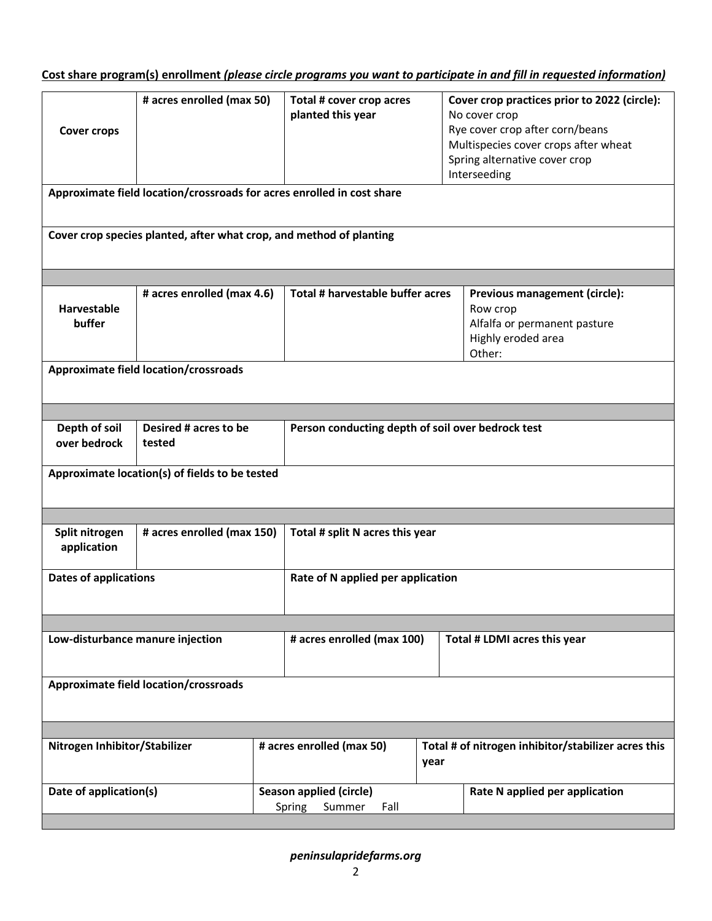**Cost share program(s) enrollment** ***(please circle programs you want to participate in and fill in requested information)***

| **Cover crops** | **# acres enrolled (max 50)** | **Total # cover crop acres planted this year** | **Cover crop practices prior to 2022 (circle):** No cover crop<br>Rye cover crop after corn/beans<br>Multispecies cover crops after wheat<br>Spring alternative cover crop<br>Interseeding |
|---|---|---|---|
| **Approximate field location/crossroads for acres enrolled in cost share** | | | |
| **Cover crop species planted, after what crop, and method of planting** | | | |

| **Harvestable buffer** | **# acres enrolled (max 4.6)** | **Total # harvestable buffer acres** | **Previous management (circle):** Row crop<br>Alfalfa or permanent pasture<br>Highly eroded area<br>Other: |
|---|---|---|---|
| **Approximate field location/crossroads** | | | |

| **Depth of soil over bedrock** | **Desired # acres to be tested** | **Person conducting depth of soil over bedrock test** |
|---|---|---|
| **Approximate location(s) of fields to be tested** | | |

| **Split nitrogen application** | **# acres enrolled (max 150)** | **Total # split N acres this year** |
|---|---|---|
| **Dates of applications** | | **Rate of N applied per application** |

| **Low-disturbance manure injection** | **# acres enrolled (max 100)** | **Total # LDMI acres this year** |
|---|---|---|
| **Approximate field location/crossroads** | | |

| **Nitrogen Inhibitor/Stabilizer** | **# acres enrolled (max 50)** | **Total # of nitrogen inhibitor/stabilizer acres this year** |
|---|---|---|
| **Date of application(s)** | **Season applied (circle)** Spring Summer Fall | **Rate N applied per application** |

***peninsulapridefarms.org***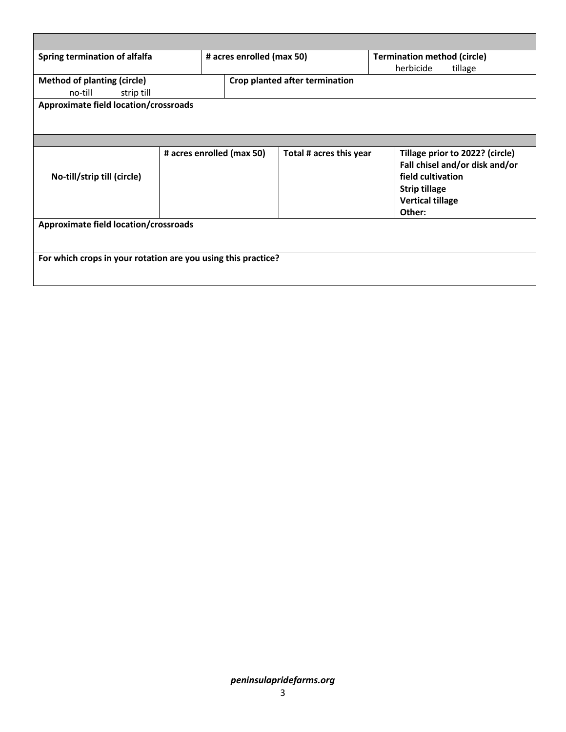| | | |
|---|---|---|
| **Spring termination of alfalfa** | **# acres enrolled (max 50)** | **Termination method (circle)**<br>herbicide tillage |
| **Method of planting (circle)**<br>no-till strip till | **Crop planted after termination** | |
| **Approximate field location/crossroads** | | |

| | | | |
|---|---|---|---|
| **No-till/strip till (circle)** | **# acres enrolled (max 50)** | **Total # acres this year** | **Tillage prior to 2022? (circle)**<br>**Fall chisel and/or disk and/or field cultivation**<br>**Strip tillage**<br>**Vertical tillage**<br>**Other:** |
| **Approximate field location/crossroads** | | | |
| **For which crops in your rotation are you using this practice?** | | | |

***peninsulapridefarms.org***